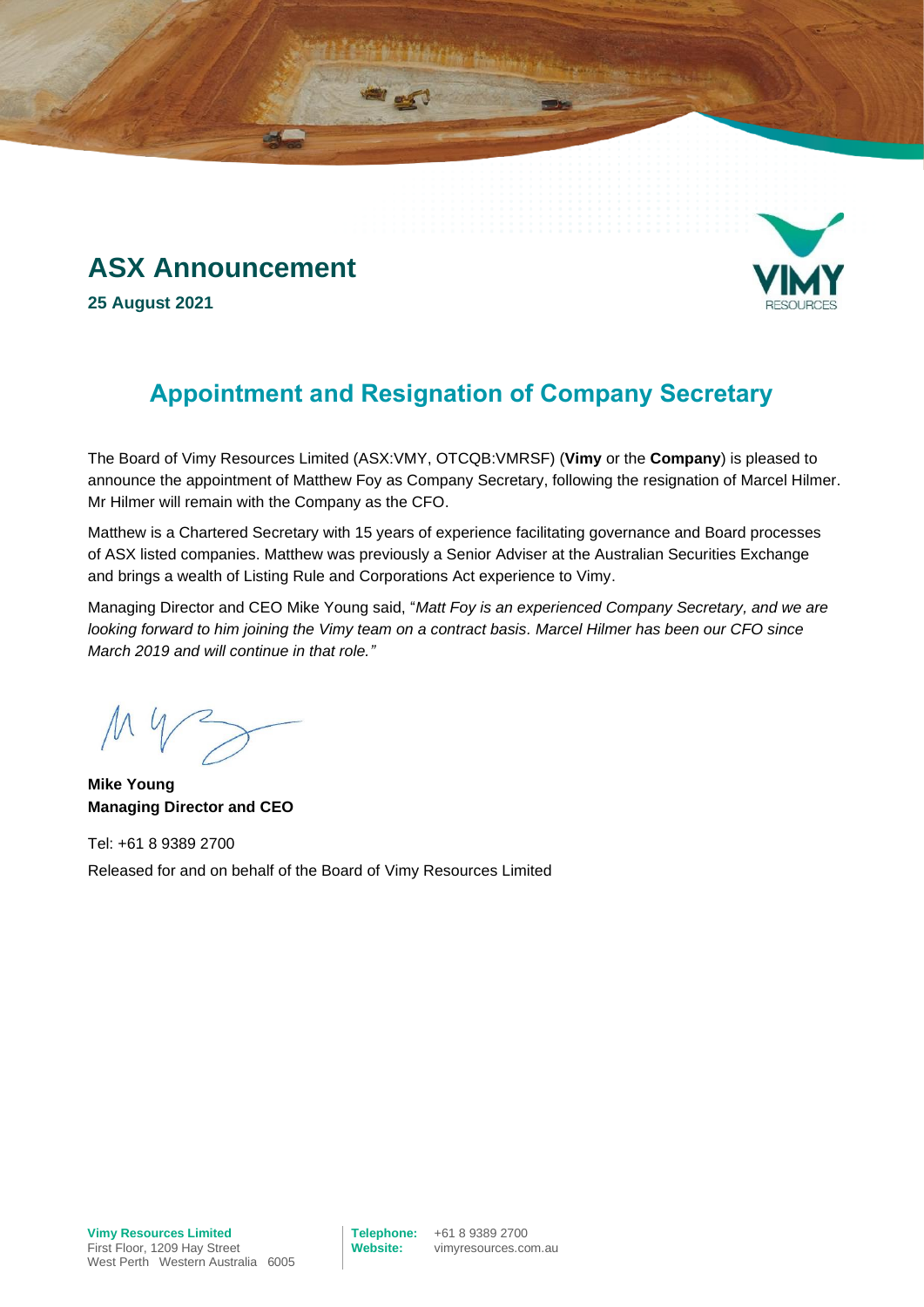# ASX Announcement

**25 August 2021**

## Appointment and Resignation of Company Secretary

The Board of Vimy Resources Limited (ASX:VMY, OTCQB:VMRSF) (**Vimy** or the **Company**) is pleased to announce the appointment of Matthew Foy as Company Secretary, following the resignation of Marcel Hilmer. Mr Hilmer will remain with the Company as the CFO.

Matthew is a Chartered Secretary with 15 years of experience facilitating governance and Board processes of ASX listed companies. Matthew was previously a Senior Adviser at the Australian Securities Exchange and brings a wealth of Listing Rule and Corporations Act experience to Vimy.

Managing Director and CEO Mike Young said, "*Matt Foy is an experienced Company Secretary, and we are looking forward to him joining the Vimy team on a contract basis. Marcel Hilmer has been our CFO since March 2019 and will continue in that role."*

**Mike Young**
**Managing Director and CEO**

Tel: +61 8 9389 2700

Released for and on behalf of the Board of Vimy Resources Limited

**Vimy Resources Limited**
First Floor, 1209 Hay Street
West Perth Western Australia 6005

**Telephone:** +61 8 9389 2700
**Website:** vimyresources.com.au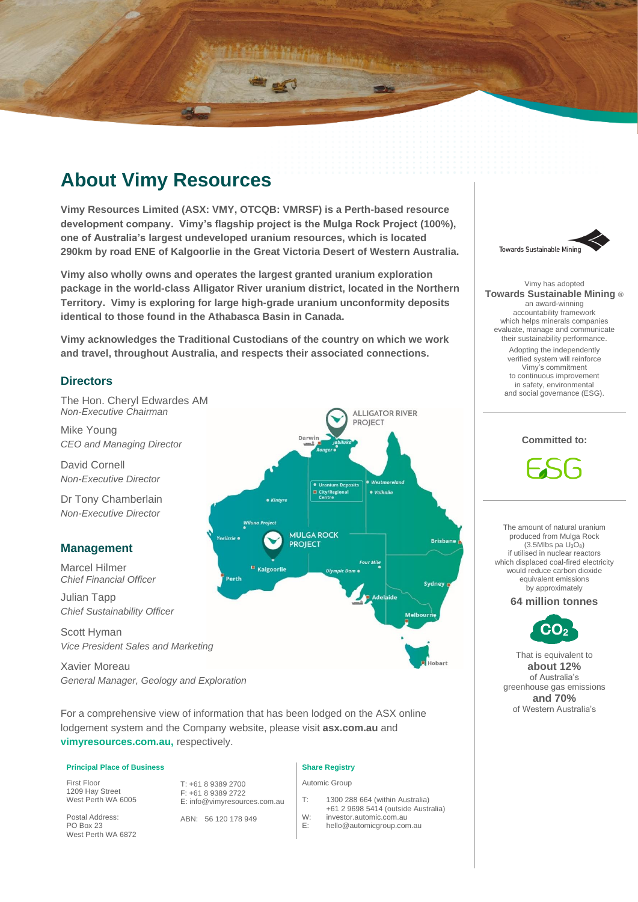# About Vimy Resources

**Vimy Resources Limited (ASX: VMY, OTCQB: VMRSF) is a Perth-based resource development company. Vimy's flagship project is the Mulga Rock Project (100%), one of Australia's largest undeveloped uranium resources, which is located 290km by road ENE of Kalgoorlie in the Great Victoria Desert of Western Australia.**

**Vimy also wholly owns and operates the largest granted uranium exploration package in the world-class Alligator River uranium district, located in the Northern Territory. Vimy is exploring for large high-grade uranium unconformity deposits identical to those found in the Athabasca Basin in Canada.**

**Vimy acknowledges the Traditional Custodians of the country on which we work and travel, throughout Australia, and respects their associated connections.**

## Directors

The Hon. Cheryl Edwardes AM
*Non-Executive Chairman*

Mike Young
*CEO and Managing Director*

David Cornell
*Non-Executive Director*

Dr Tony Chamberlain
*Non-Executive Director*

## Management

Marcel Hilmer
*Chief Financial Officer*

Julian Tapp
*Chief Sustainability Officer*

Scott Hyman
*Vice President Sales and Marketing*

Xavier Moreau
*General Manager, Geology and Exploration*

ALLIGATOR RIVER PROJECT
Darwin
Jabiluka
Ranger
Uranium Deposits
City/Regional Centre
Westmoreland
Valhalla
Kintyre
Wiluna Project
Yeelirrie
MULGA ROCK PROJECT
Brisbane
Four Mile
Kalgoorlie
Olympic Dam
Perth
Sydney
Adelaide
Melbourne
Hobart

For a comprehensive view of information that has been lodged on the ASX online lodgement system and the Company website, please visit **asx.com.au** and **vimyresources.com.au,** respectively.

**Principal Place of Business**

First Floor
1209 Hay Street
West Perth WA 6005

Postal Address:
PO Box 23
West Perth WA 6872

T: +61 8 9389 2700
F: +61 8 9389 2722
E: info@vimyresources.com.au

ABN: 56 120 178 949

**Share Registry**

Automic Group

T: 1300 288 664 (within Australia)
+61 2 9698 5414 (outside Australia)
W: investor.automic.com.au
E: hello@automicgroup.com.au

Towards Sustainable Mining

Vimy has adopted
**Towards Sustainable Mining** ®
an award-winning accountability framework which helps minerals companies evaluate, manage and communicate their sustainability performance.

Adopting the independently verified system will reinforce Vimy's commitment to continuous improvement in safety, environmental and social governance (ESG).

**Committed to:**

ESG

The amount of natural uranium produced from Mulga Rock (3.5Mlbs pa $U_3O_8$) if utilised in nuclear reactors which displaced coal-fired electricity would reduce carbon dioxide equivalent emissions by approximately

**64 million tonnes**

$CO_2$

That is equivalent to **about 12%** of Australia's greenhouse gas emissions **and 70%** of Western Australia's